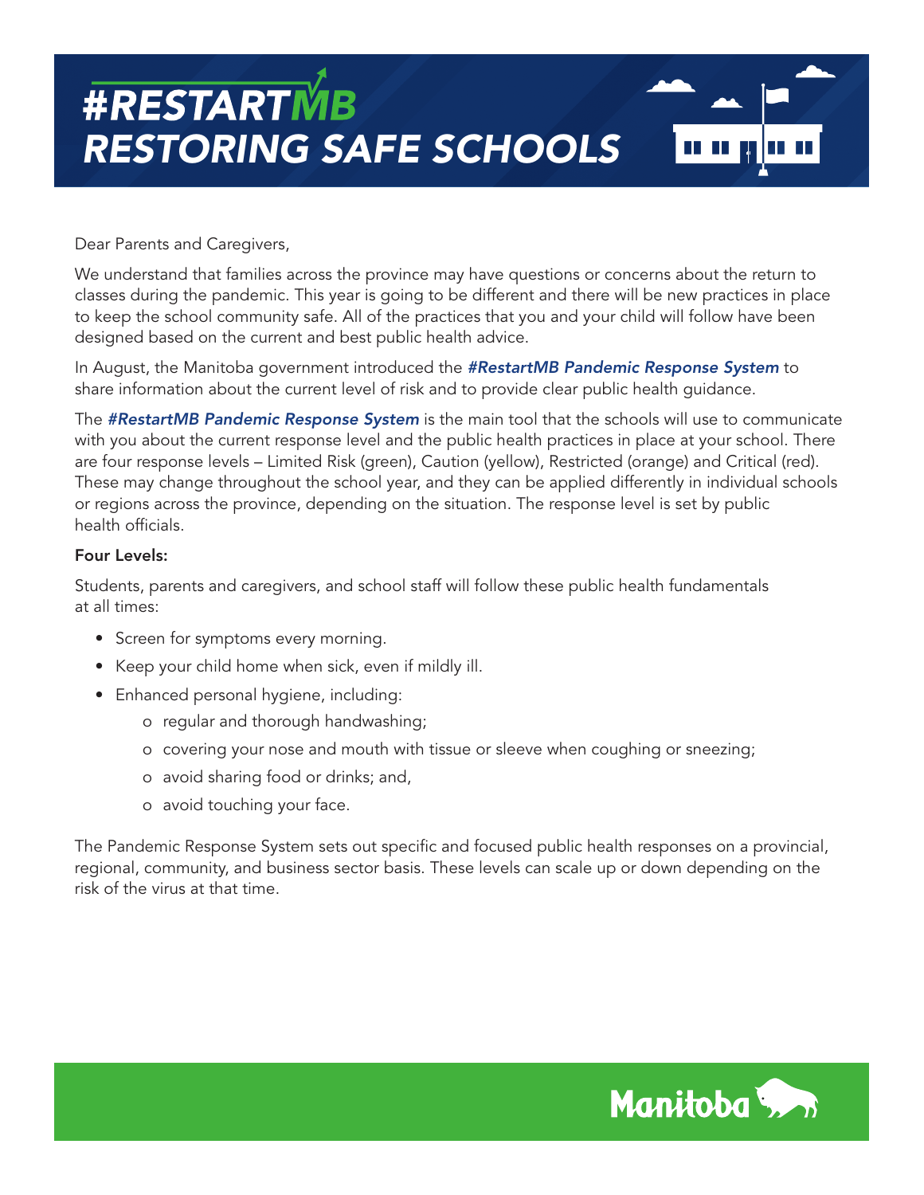# #RESTARTMB
# RESTORING SAFE SCHOOLS

Dear Parents and Caregivers,

We understand that families across the province may have questions or concerns about the return to classes during the pandemic. This year is going to be different and there will be new practices in place to keep the school community safe. All of the practices that you and your child will follow have been designed based on the current and best public health advice.

In August, the Manitoba government introduced the ***#RestartMB Pandemic Response System*** to share information about the current level of risk and to provide clear public health guidance.

The ***#RestartMB Pandemic Response System*** is the main tool that the schools will use to communicate with you about the current response level and the public health practices in place at your school. There are four response levels – Limited Risk (green), Caution (yellow), Restricted (orange) and Critical (red). These may change throughout the school year, and they can be applied differently in individual schools or regions across the province, depending on the situation. The response level is set by public health officials.

**Four Levels:**

Students, parents and caregivers, and school staff will follow these public health fundamentals at all times:

- Screen for symptoms every morning.
- Keep your child home when sick, even if mildly ill.
- Enhanced personal hygiene, including:
  - regular and thorough handwashing;
  - covering your nose and mouth with tissue or sleeve when coughing or sneezing;
  - avoid sharing food or drinks; and,
  - avoid touching your face.

The Pandemic Response System sets out specific and focused public health responses on a provincial, regional, community, and business sector basis. These levels can scale up or down depending on the risk of the virus at that time.

Manitoba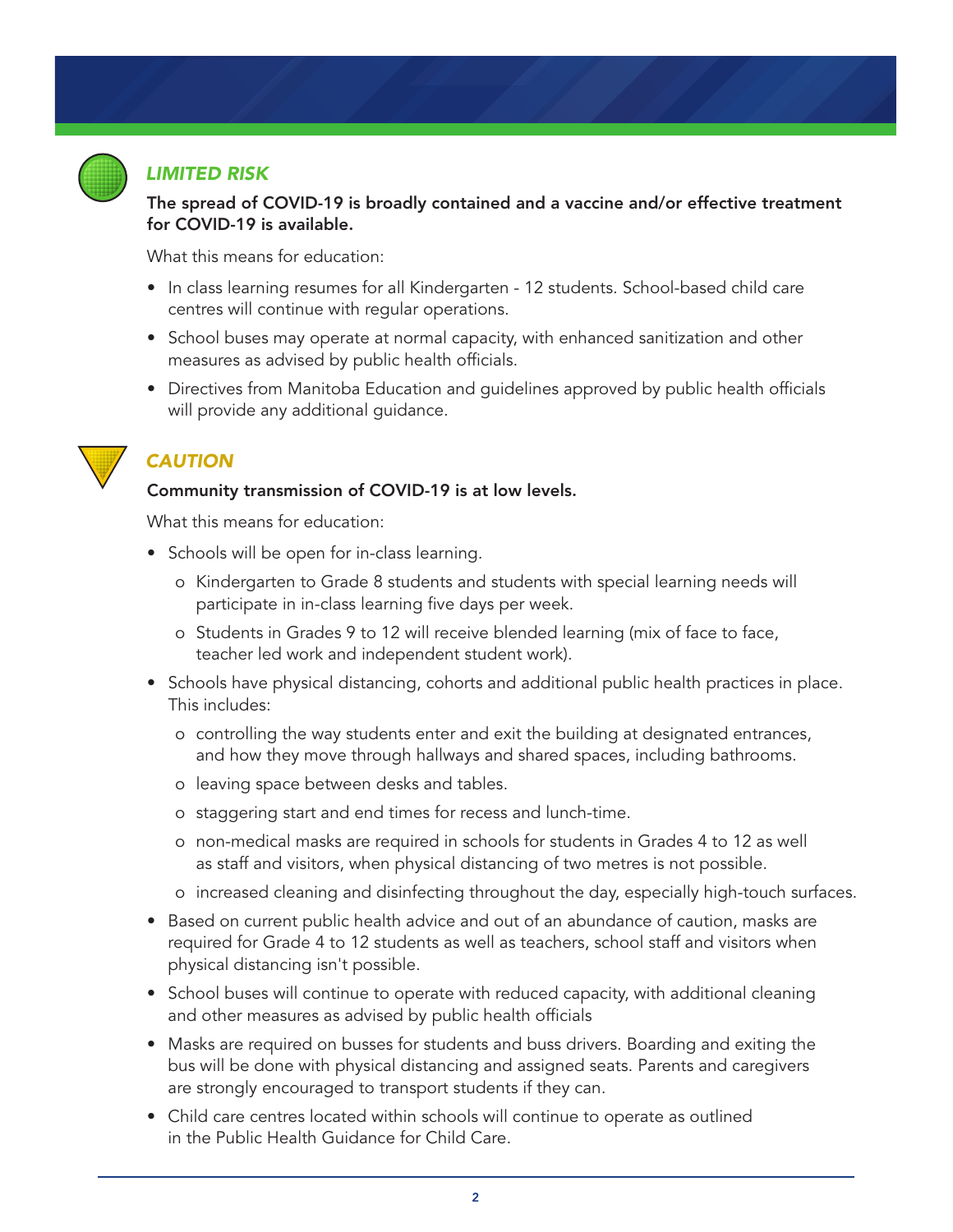## *LIMITED RISK*

**The spread of COVID-19 is broadly contained and a vaccine and/or effective treatment for COVID-19 is available.**

What this means for education:

- In class learning resumes for all Kindergarten - 12 students. School-based child care centres will continue with regular operations.
- School buses may operate at normal capacity, with enhanced sanitization and other measures as advised by public health officials.
- Directives from Manitoba Education and guidelines approved by public health officials will provide any additional guidance.

## *CAUTION*

**Community transmission of COVID-19 is at low levels.**

What this means for education:

- Schools will be open for in-class learning.
  - Kindergarten to Grade 8 students and students with special learning needs will participate in in-class learning five days per week.
  - Students in Grades 9 to 12 will receive blended learning (mix of face to face, teacher led work and independent student work).
- Schools have physical distancing, cohorts and additional public health practices in place. This includes:
  - controlling the way students enter and exit the building at designated entrances, and how they move through hallways and shared spaces, including bathrooms.
  - leaving space between desks and tables.
  - staggering start and end times for recess and lunch-time.
  - non-medical masks are required in schools for students in Grades 4 to 12 as well as staff and visitors, when physical distancing of two metres is not possible.
  - increased cleaning and disinfecting throughout the day, especially high-touch surfaces.
- Based on current public health advice and out of an abundance of caution, masks are required for Grade 4 to 12 students as well as teachers, school staff and visitors when physical distancing isn't possible.
- School buses will continue to operate with reduced capacity, with additional cleaning and other measures as advised by public health officials
- Masks are required on busses for students and buss drivers. Boarding and exiting the bus will be done with physical distancing and assigned seats. Parents and caregivers are strongly encouraged to transport students if they can.
- Child care centres located within schools will continue to operate as outlined in the Public Health Guidance for Child Care.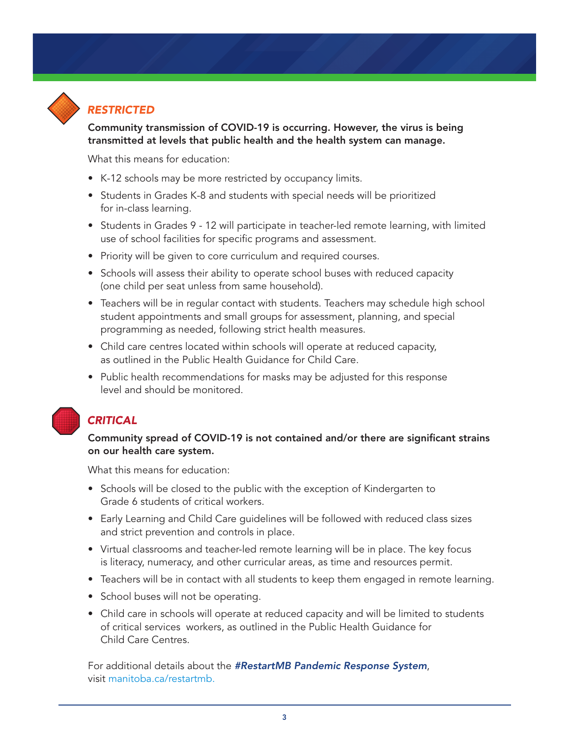## *RESTRICTED*

**Community transmission of COVID-19 is occurring. However, the virus is being transmitted at levels that public health and the health system can manage.**

What this means for education:

- K-12 schools may be more restricted by occupancy limits.
- Students in Grades K-8 and students with special needs will be prioritized for in-class learning.
- Students in Grades 9 - 12 will participate in teacher-led remote learning, with limited use of school facilities for specific programs and assessment.
- Priority will be given to core curriculum and required courses.
- Schools will assess their ability to operate school buses with reduced capacity (one child per seat unless from same household).
- Teachers will be in regular contact with students. Teachers may schedule high school student appointments and small groups for assessment, planning, and special programming as needed, following strict health measures.
- Child care centres located within schools will operate at reduced capacity, as outlined in the Public Health Guidance for Child Care.
- Public health recommendations for masks may be adjusted for this response level and should be monitored.

## *CRITICAL*

**Community spread of COVID-19 is not contained and/or there are significant strains on our health care system.**

What this means for education:

- Schools will be closed to the public with the exception of Kindergarten to Grade 6 students of critical workers.
- Early Learning and Child Care guidelines will be followed with reduced class sizes and strict prevention and controls in place.
- Virtual classrooms and teacher-led remote learning will be in place. The key focus is literacy, numeracy, and other curricular areas, as time and resources permit.
- Teachers will be in contact with all students to keep them engaged in remote learning.
- School buses will not be operating.
- Child care in schools will operate at reduced capacity and will be limited to students of critical services workers, as outlined in the Public Health Guidance for Child Care Centres.

For additional details about the ***#RestartMB Pandemic Response System***, visit manitoba.ca/restartmb.